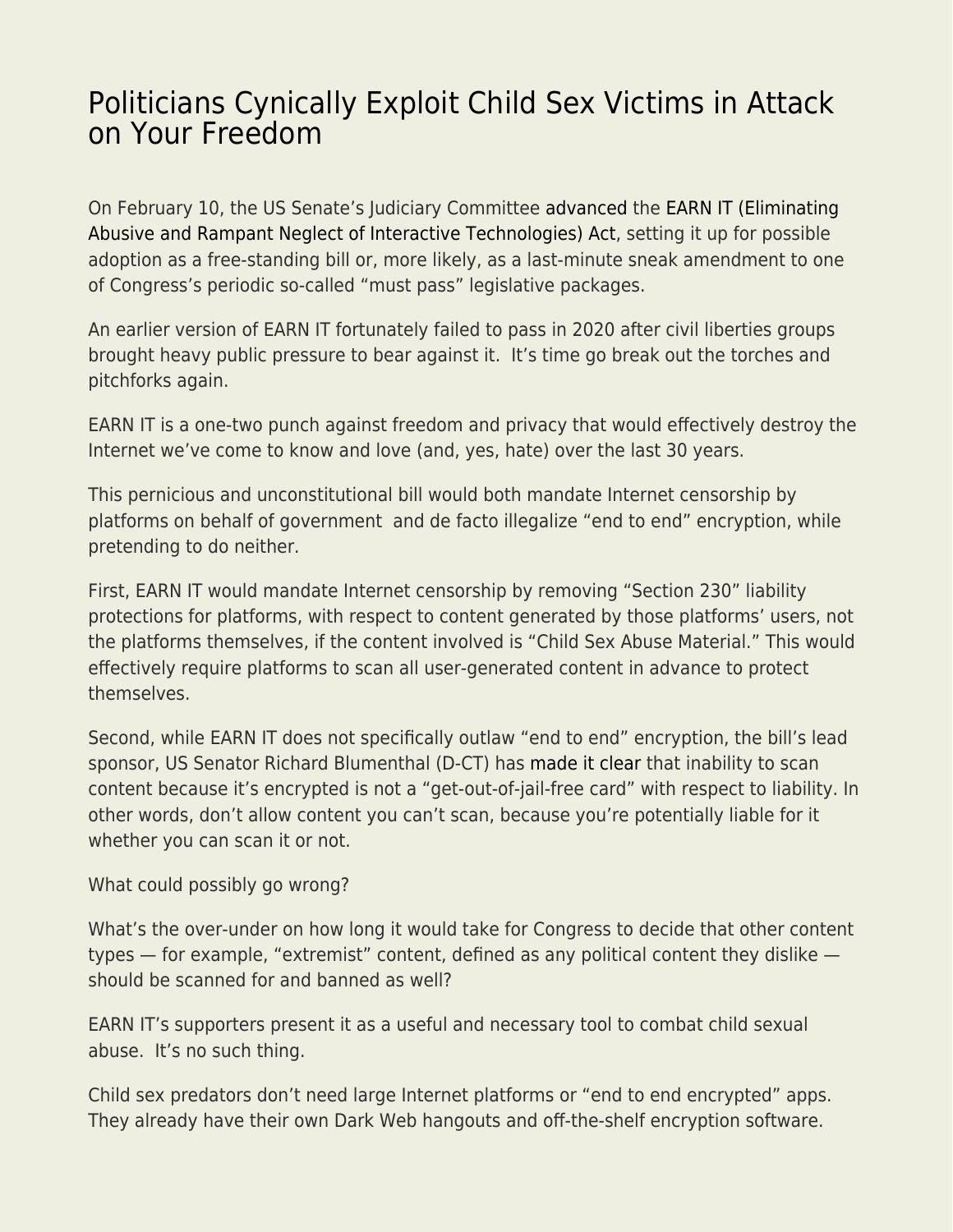# Politicians Cynically Exploit Child Sex Victims in Attack on Your Freedom

On February 10, the US Senate's Judiciary Committee advanced the EARN IT (Eliminating Abusive and Rampant Neglect of Interactive Technologies) Act, setting it up for possible adoption as a free-standing bill or, more likely, as a last-minute sneak amendment to one of Congress's periodic so-called "must pass" legislative packages.

An earlier version of EARN IT fortunately failed to pass in 2020 after civil liberties groups brought heavy public pressure to bear against it. It's time go break out the torches and pitchforks again.

EARN IT is a one-two punch against freedom and privacy that would effectively destroy the Internet we've come to know and love (and, yes, hate) over the last 30 years.

This pernicious and unconstitutional bill would both mandate Internet censorship by platforms on behalf of government and de facto illegalize "end to end" encryption, while pretending to do neither.

First, EARN IT would mandate Internet censorship by removing "Section 230" liability protections for platforms, with respect to content generated by those platforms' users, not the platforms themselves, if the content involved is "Child Sex Abuse Material." This would effectively require platforms to scan all user-generated content in advance to protect themselves.

Second, while EARN IT does not specifically outlaw "end to end" encryption, the bill's lead sponsor, US Senator Richard Blumenthal (D-CT) has made it clear that inability to scan content because it's encrypted is not a "get-out-of-jail-free card" with respect to liability. In other words, don't allow content you can't scan, because you're potentially liable for it whether you can scan it or not.

What could possibly go wrong?

What's the over-under on how long it would take for Congress to decide that other content types — for example, "extremist" content, defined as any political content they dislike — should be scanned for and banned as well?

EARN IT's supporters present it as a useful and necessary tool to combat child sexual abuse. It's no such thing.

Child sex predators don't need large Internet platforms or "end to end encrypted" apps. They already have their own Dark Web hangouts and off-the-shelf encryption software.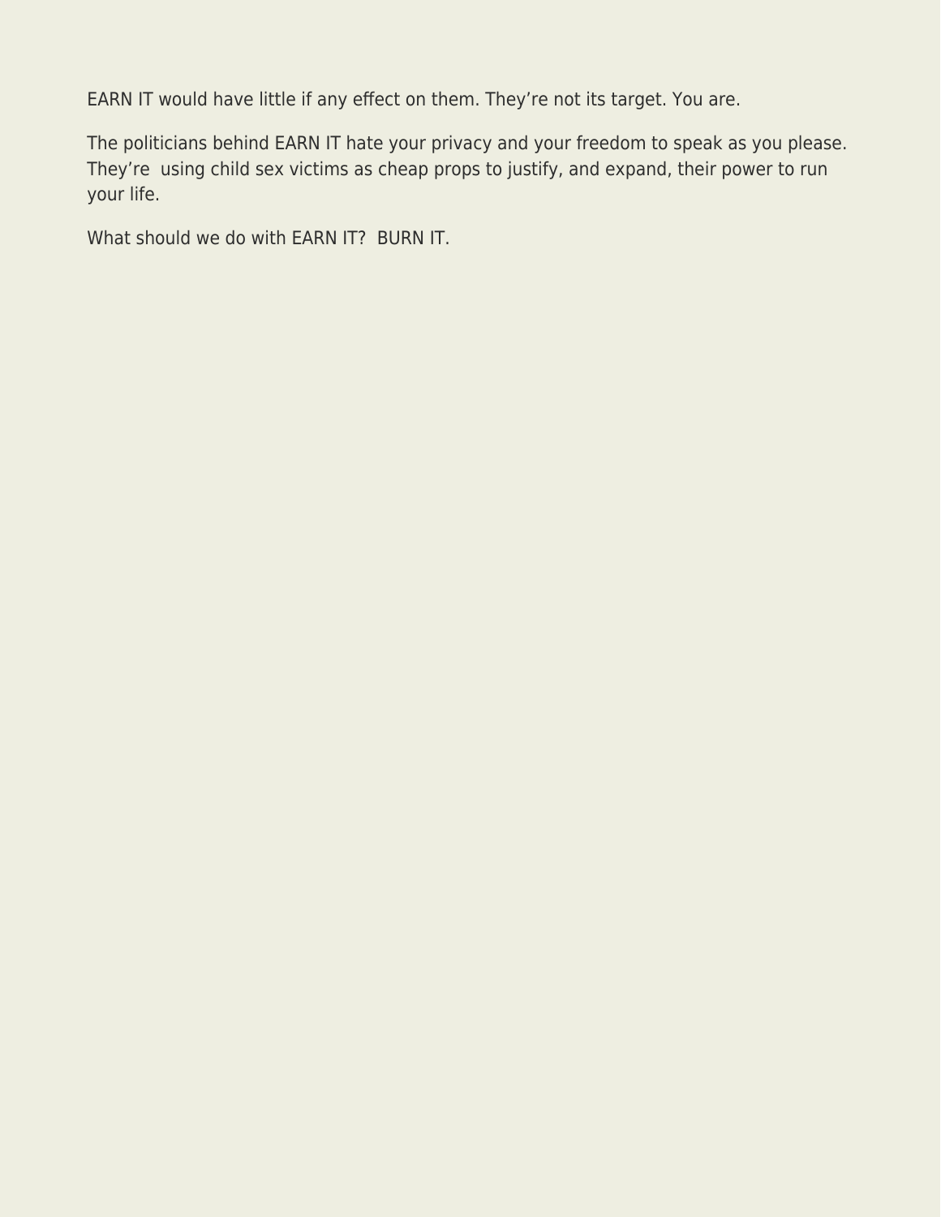EARN IT would have little if any effect on them. They're not its target. You are.

The politicians behind EARN IT hate your privacy and your freedom to speak as you please. They're using child sex victims as cheap props to justify, and expand, their power to run your life.

What should we do with EARN IT? BURN IT.